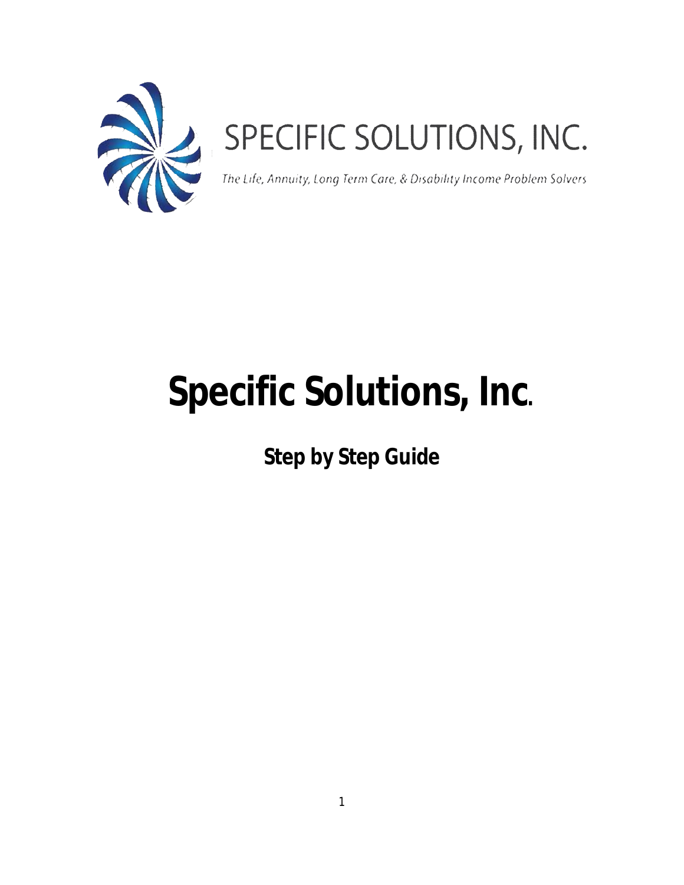SPECIFIC SOLUTIONS, INC.

*The Life, Annuity, Long Term Care, & Disability Income Problem Solvers*

# Specific Solutions, Inc.

## Step by Step Guide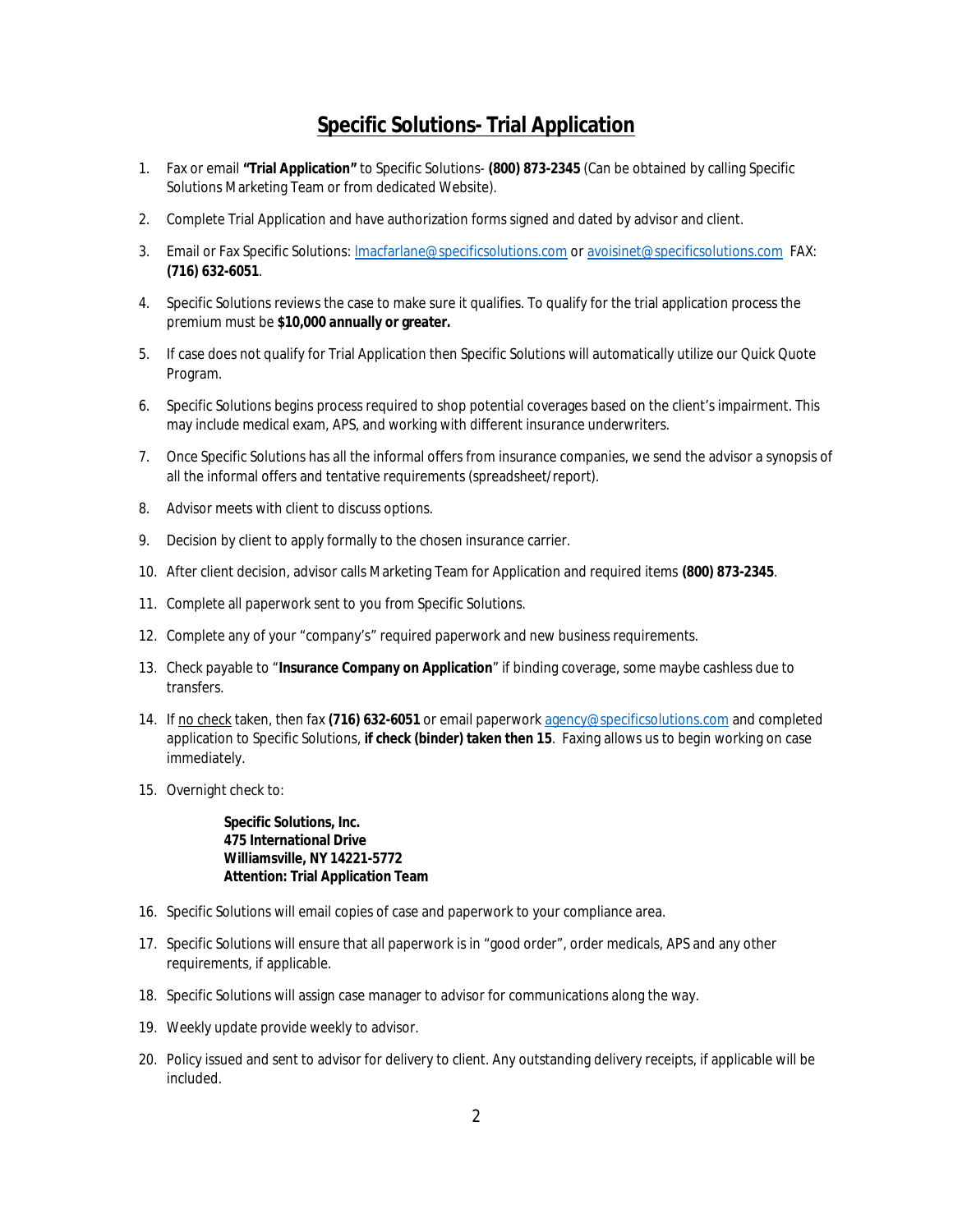# Specific Solutions- Trial Application

1. Fax or email **"Trial Application"** to Specific Solutions- **(800) 873-2345** (Can be obtained by calling Specific Solutions Marketing Team or from dedicated Website).
2. Complete Trial Application and have authorization forms signed and dated by advisor and client.
3. Email or Fax Specific Solutions: lmacfarlane@specificsolutions.com or avoisinet@specificsolutions.com FAX: **(716) 632-6051**.
4. Specific Solutions reviews the case to make sure it qualifies. To qualify for the trial application process the premium must be **$10,000 annually or greater.**
5. If case does not qualify for Trial Application then Specific Solutions will automatically utilize our Quick Quote Program.
6. Specific Solutions begins process required to shop potential coverages based on the client's impairment. This may include medical exam, APS, and working with different insurance underwriters.
7. Once Specific Solutions has all the informal offers from insurance companies, we send the advisor a synopsis of all the informal offers and tentative requirements (spreadsheet/report).
8. Advisor meets with client to discuss options.
9. Decision by client to apply formally to the chosen insurance carrier.
10. After client decision, advisor calls Marketing Team for Application and required items **(800) 873-2345**.
11. Complete all paperwork sent to you from Specific Solutions.
12. Complete any of your "company's" required paperwork and new business requirements.
13. Check payable to "**Insurance Company on Application**" if binding coverage, some maybe cashless due to transfers.
14. If no check taken, then fax **(716) 632-6051** or email paperwork agency@specificsolutions.com and completed application to Specific Solutions, **if check (binder) taken then 15**. Faxing allows us to begin working on case immediately.
15. Overnight check to:

    **Specific Solutions, Inc.**
    **475 International Drive**
    **Williamsville, NY 14221-5772**
    **Attention: Trial Application Team**

16. Specific Solutions will email copies of case and paperwork to your compliance area.
17. Specific Solutions will ensure that all paperwork is in "good order", order medicals, APS and any other requirements, if applicable.
18. Specific Solutions will assign case manager to advisor for communications along the way.
19. Weekly update provide weekly to advisor.
20. Policy issued and sent to advisor for delivery to client. Any outstanding delivery receipts, if applicable will be included.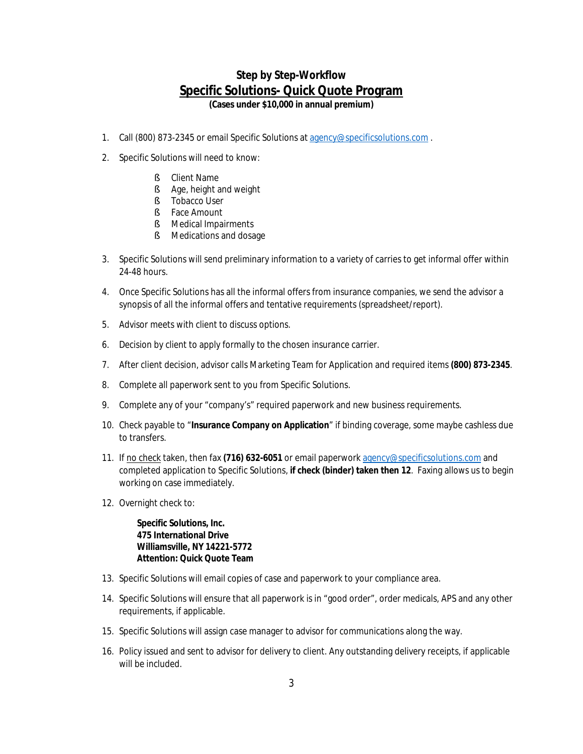## Step by Step-Workflow

## <u>Specific Solutions- Quick Quote Program</u>

**(Cases under $10,000 in annual premium)**

1. Call (800) 873-2345 or email Specific Solutions at agency@specificsolutions.com .
2. Specific Solutions will need to know:
   - Client Name
   - Age, height and weight
   - Tobacco User
   - Face Amount
   - Medical Impairments
   - Medications and dosage
3. Specific Solutions will send preliminary information to a variety of carries to get informal offer within 24-48 hours.
4. Once Specific Solutions has all the informal offers from insurance companies, we send the advisor a synopsis of all the informal offers and tentative requirements (spreadsheet/report).
5. Advisor meets with client to discuss options.
6. Decision by client to apply formally to the chosen insurance carrier.
7. After client decision, advisor calls Marketing Team for Application and required items **(800) 873-2345**.
8. Complete all paperwork sent to you from Specific Solutions.
9. Complete any of your "company's" required paperwork and new business requirements.
10. Check payable to "**Insurance Company on Application**" if binding coverage, some maybe cashless due to transfers.
11. If <u>no check</u> taken, then fax **(716) 632-6051** or email paperwork agency@specificsolutions.com and completed application to Specific Solutions, **if check (binder) taken then 12**. Faxing allows us to begin working on case immediately.
12. Overnight check to:

    **Specific Solutions, Inc.**
    **475 International Drive**
    **Williamsville, NY 14221-5772**
    **Attention: Quick Quote Team**

13. Specific Solutions will email copies of case and paperwork to your compliance area.
14. Specific Solutions will ensure that all paperwork is in "good order", order medicals, APS and any other requirements, if applicable.
15. Specific Solutions will assign case manager to advisor for communications along the way.
16. Policy issued and sent to advisor for delivery to client. Any outstanding delivery receipts, if applicable will be included.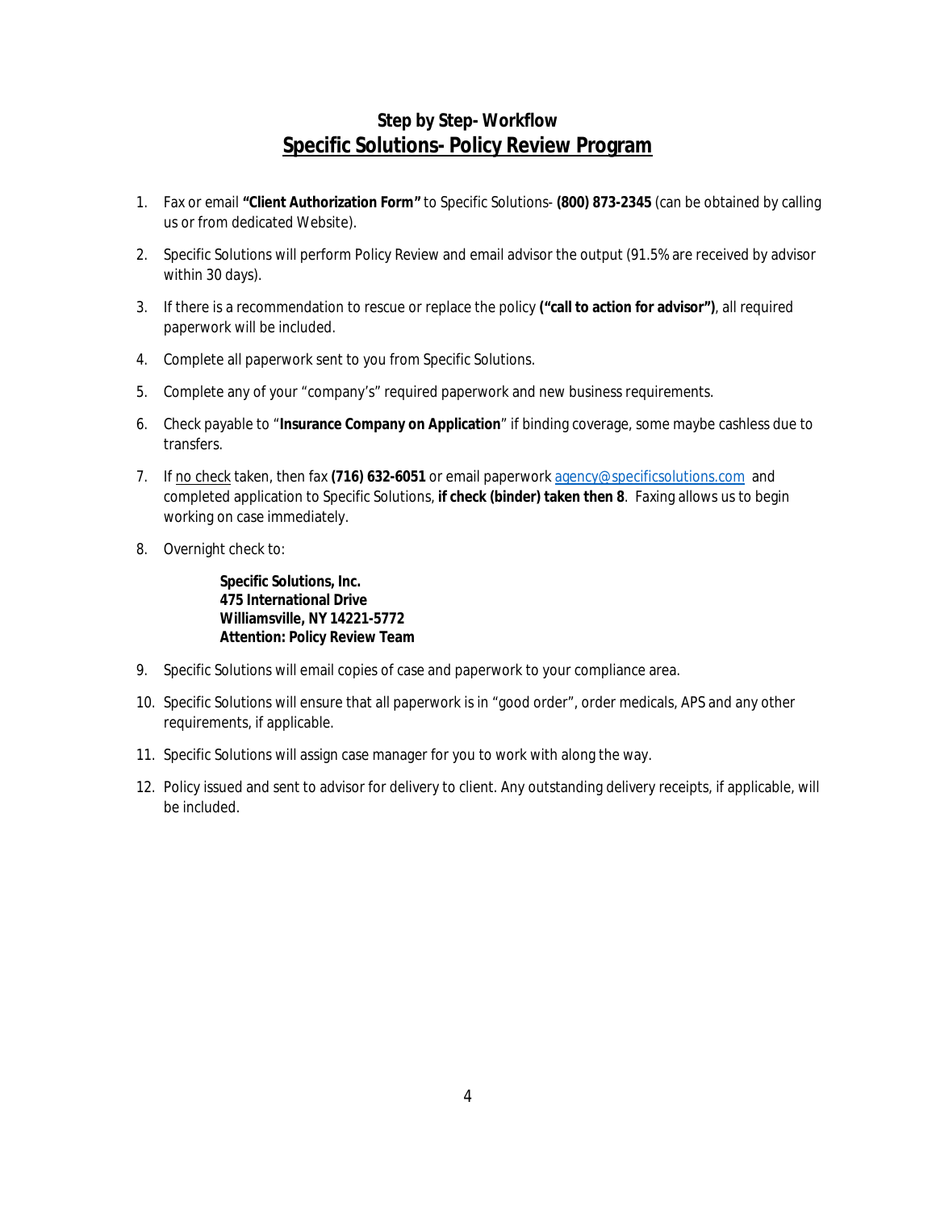## Step by Step- Workflow

## <u>Specific Solutions- Policy Review Program</u>

1. Fax or email **"Client Authorization Form"** to Specific Solutions- **(800) 873-2345** (can be obtained by calling us or from dedicated Website).
2. Specific Solutions will perform Policy Review and email advisor the output (91.5% are received by advisor within 30 days).
3. If there is a recommendation to rescue or replace the policy **("call to action for advisor")**, all required paperwork will be included.
4. Complete all paperwork sent to you from Specific Solutions.
5. Complete any of your "company's" required paperwork and new business requirements.
6. Check payable to "**Insurance Company on Application**" if binding coverage, some maybe cashless due to transfers.
7. If <u>no check</u> taken, then fax **(716) 632-6051** or email paperwork agency@specificsolutions.com and completed application to Specific Solutions, **if check (binder) taken then 8**. Faxing allows us to begin working on case immediately.
8. Overnight check to:

   **Specific Solutions, Inc.**
   **475 International Drive**
   **Williamsville, NY 14221-5772**
   **Attention: Policy Review Team**

9. Specific Solutions will email copies of case and paperwork to your compliance area.
10. Specific Solutions will ensure that all paperwork is in "good order", order medicals, APS and any other requirements, if applicable.
11. Specific Solutions will assign case manager for you to work with along the way.
12. Policy issued and sent to advisor for delivery to client. Any outstanding delivery receipts, if applicable, will be included.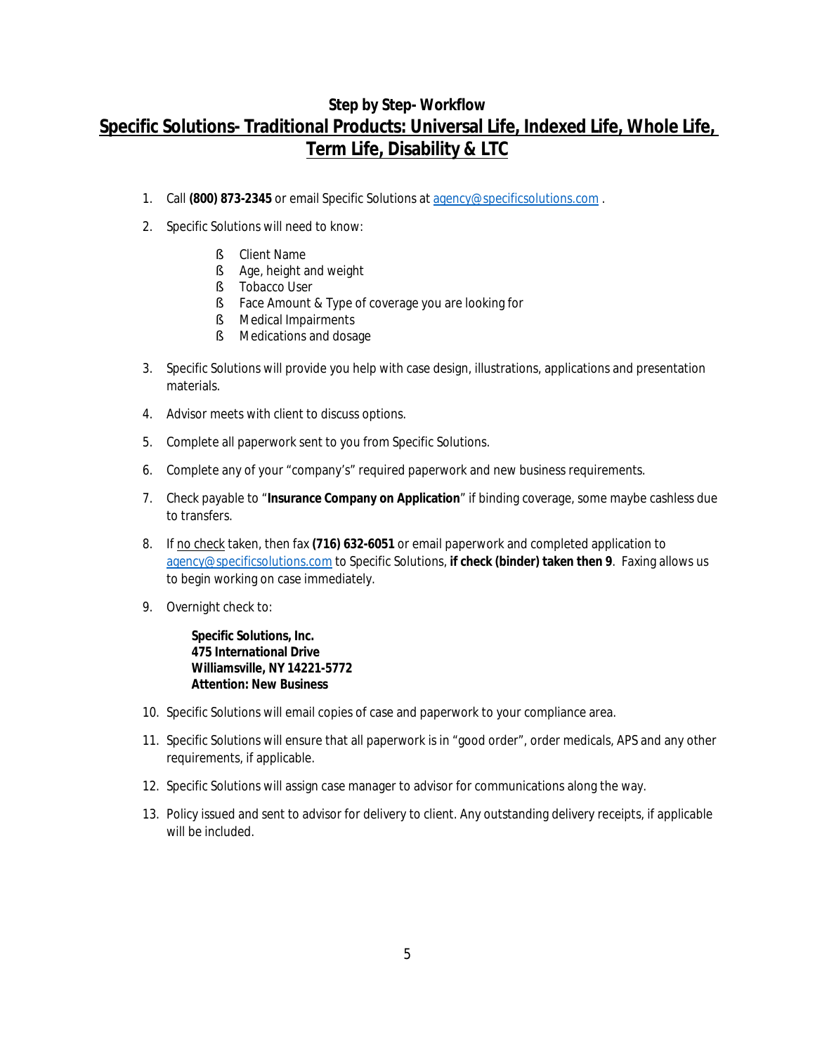## Step by Step- Workflow

# Specific Solutions- Traditional Products: Universal Life, Indexed Life, Whole Life, Term Life, Disability & LTC

1. Call **(800) 873-2345** or email Specific Solutions at agency@specificsolutions.com .

2. Specific Solutions will need to know:

    - Client Name
    - Age, height and weight
    - Tobacco User
    - Face Amount & Type of coverage you are looking for
    - Medical Impairments
    - Medications and dosage

3. Specific Solutions will provide you help with case design, illustrations, applications and presentation materials.

4. Advisor meets with client to discuss options.

5. Complete all paperwork sent to you from Specific Solutions.

6. Complete any of your "company's" required paperwork and new business requirements.

7. Check payable to "**Insurance Company on Application**" if binding coverage, some maybe cashless due to transfers.

8. If no check taken, then fax **(716) 632-6051** or email paperwork and completed application to agency@specificsolutions.com to Specific Solutions, **if check (binder) taken then 9**. Faxing allows us to begin working on case immediately.

9. Overnight check to:

    **Specific Solutions, Inc.**
    **475 International Drive**
    **Williamsville, NY 14221-5772**
    **Attention: New Business**

10. Specific Solutions will email copies of case and paperwork to your compliance area.

11. Specific Solutions will ensure that all paperwork is in "good order", order medicals, APS and any other requirements, if applicable.

12. Specific Solutions will assign case manager to advisor for communications along the way.

13. Policy issued and sent to advisor for delivery to client. Any outstanding delivery receipts, if applicable will be included.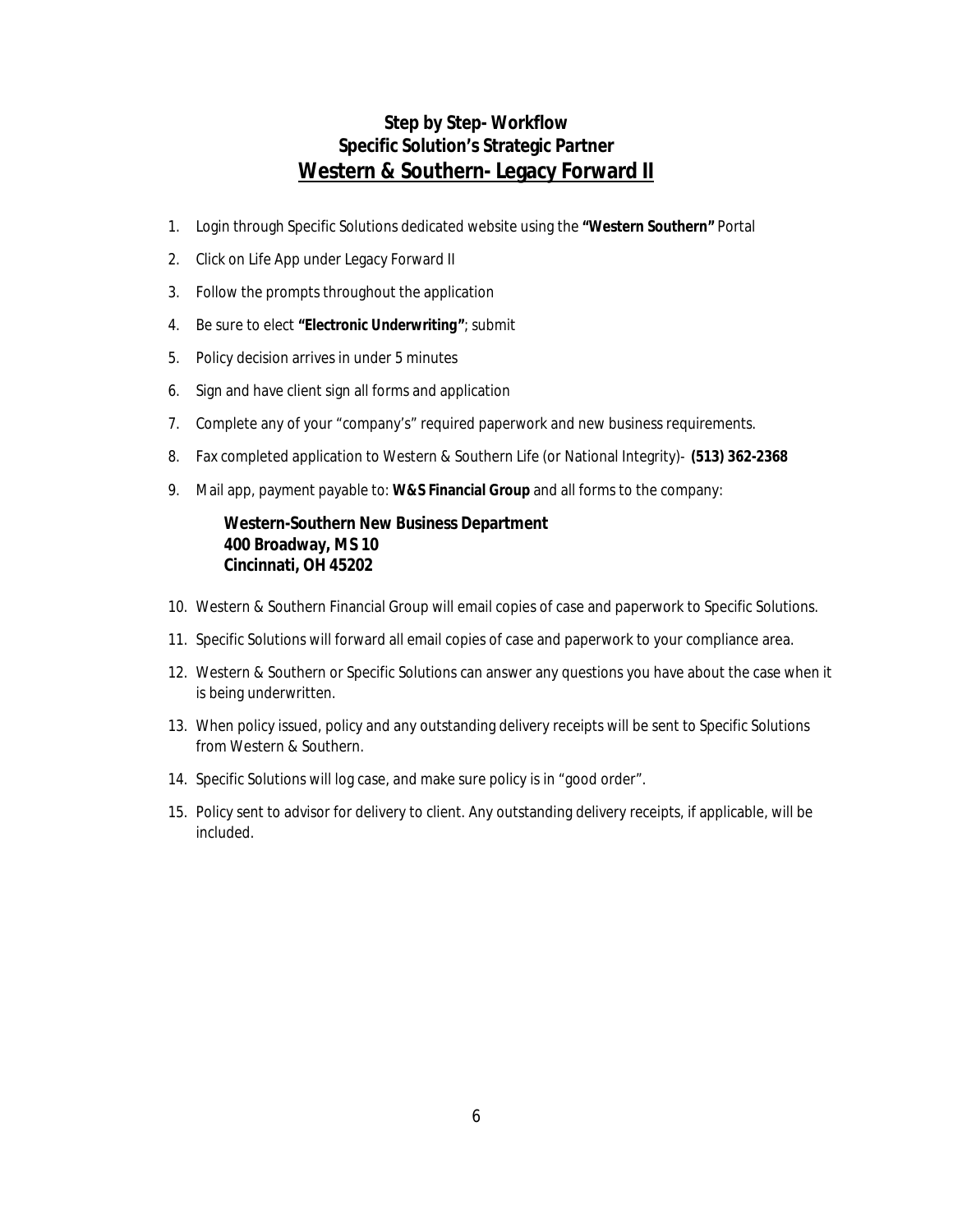## Step by Step- Workflow
## Specific Solution's Strategic Partner
## Western & Southern- Legacy Forward II

1. Login through Specific Solutions dedicated website using the **"Western Southern"** Portal
2. Click on Life App under Legacy Forward II
3. Follow the prompts throughout the application
4. Be sure to elect **"Electronic Underwriting"**; submit
5. Policy decision arrives in under 5 minutes
6. Sign and have client sign all forms and application
7. Complete any of your "company's" required paperwork and new business requirements.
8. Fax completed application to Western & Southern Life (or National Integrity)- **(513) 362-2368**
9. Mail app, payment payable to: **W&S Financial Group** and all forms to the company:

   **Western-Southern New Business Department**
   **400 Broadway, MS 10**
   **Cincinnati, OH 45202**

10. Western & Southern Financial Group will email copies of case and paperwork to Specific Solutions.
11. Specific Solutions will forward all email copies of case and paperwork to your compliance area.
12. Western & Southern or Specific Solutions can answer any questions you have about the case when it is being underwritten.
13. When policy issued, policy and any outstanding delivery receipts will be sent to Specific Solutions from Western & Southern.
14. Specific Solutions will log case, and make sure policy is in "good order".
15. Policy sent to advisor for delivery to client. Any outstanding delivery receipts, if applicable, will be included.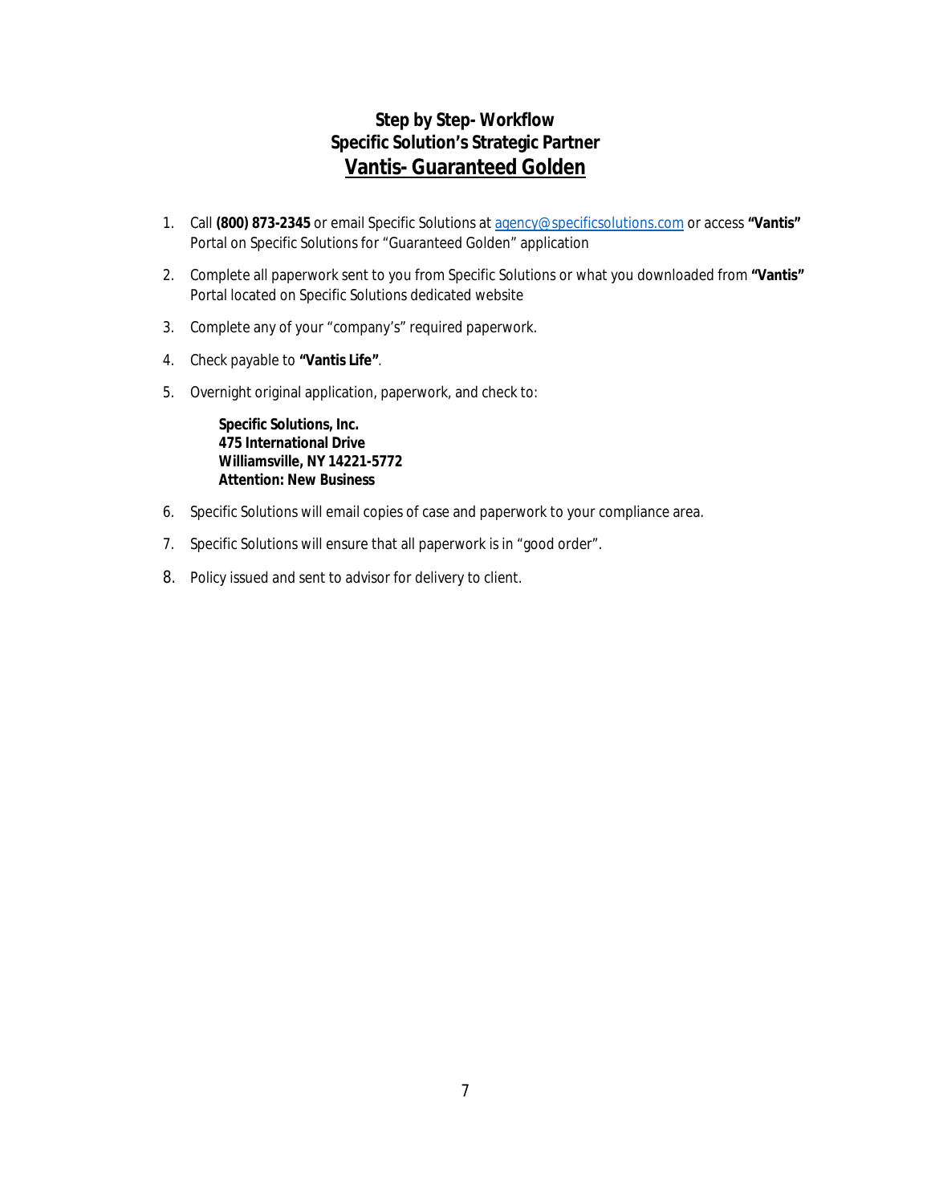# Step by Step- Workflow
## Specific Solution's Strategic Partner
## Vantis- Guaranteed Golden

1. Call **(800) 873-2345** or email Specific Solutions at agency@specificsolutions.com or access **"Vantis"** Portal on Specific Solutions for "Guaranteed Golden" application
2. Complete all paperwork sent to you from Specific Solutions or what you downloaded from **"Vantis"** Portal located on Specific Solutions dedicated website
3. Complete any of your "company's" required paperwork.
4. Check payable to **"Vantis Life"**.
5. Overnight original application, paperwork, and check to:

   **Specific Solutions, Inc.**
   **475 International Drive**
   **Williamsville, NY 14221-5772**
   **Attention: New Business**

6. Specific Solutions will email copies of case and paperwork to your compliance area.
7. Specific Solutions will ensure that all paperwork is in "good order".
8. Policy issued and sent to advisor for delivery to client.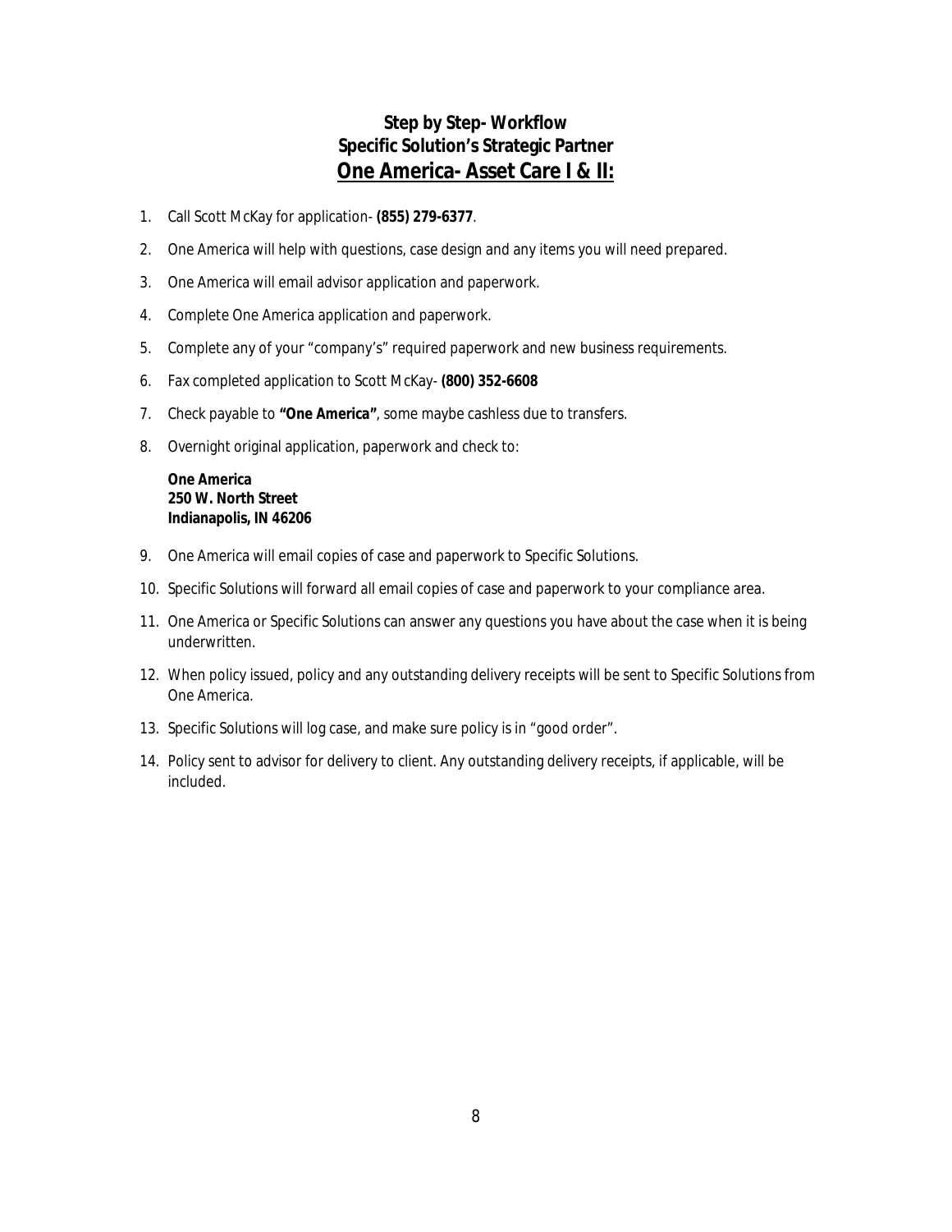## Step by Step- Workflow
## Specific Solution's Strategic Partner
## <u>One America- Asset Care I & II:</u>

1. Call Scott McKay for application- **(855) 279-6377**.
2. One America will help with questions, case design and any items you will need prepared.
3. One America will email advisor application and paperwork.
4. Complete One America application and paperwork.
5. Complete any of your "company's" required paperwork and new business requirements.
6. Fax completed application to Scott McKay- **(800) 352-6608**
7. Check payable to **"One America"**, some maybe cashless due to transfers.
8. Overnight original application, paperwork and check to:

   **One America**
   **250 W. North Street**
   **Indianapolis, IN 46206**

9. One America will email copies of case and paperwork to Specific Solutions.
10. Specific Solutions will forward all email copies of case and paperwork to your compliance area.
11. One America or Specific Solutions can answer any questions you have about the case when it is being underwritten.
12. When policy issued, policy and any outstanding delivery receipts will be sent to Specific Solutions from One America.
13. Specific Solutions will log case, and make sure policy is in "good order".
14. Policy sent to advisor for delivery to client. Any outstanding delivery receipts, if applicable, will be included.